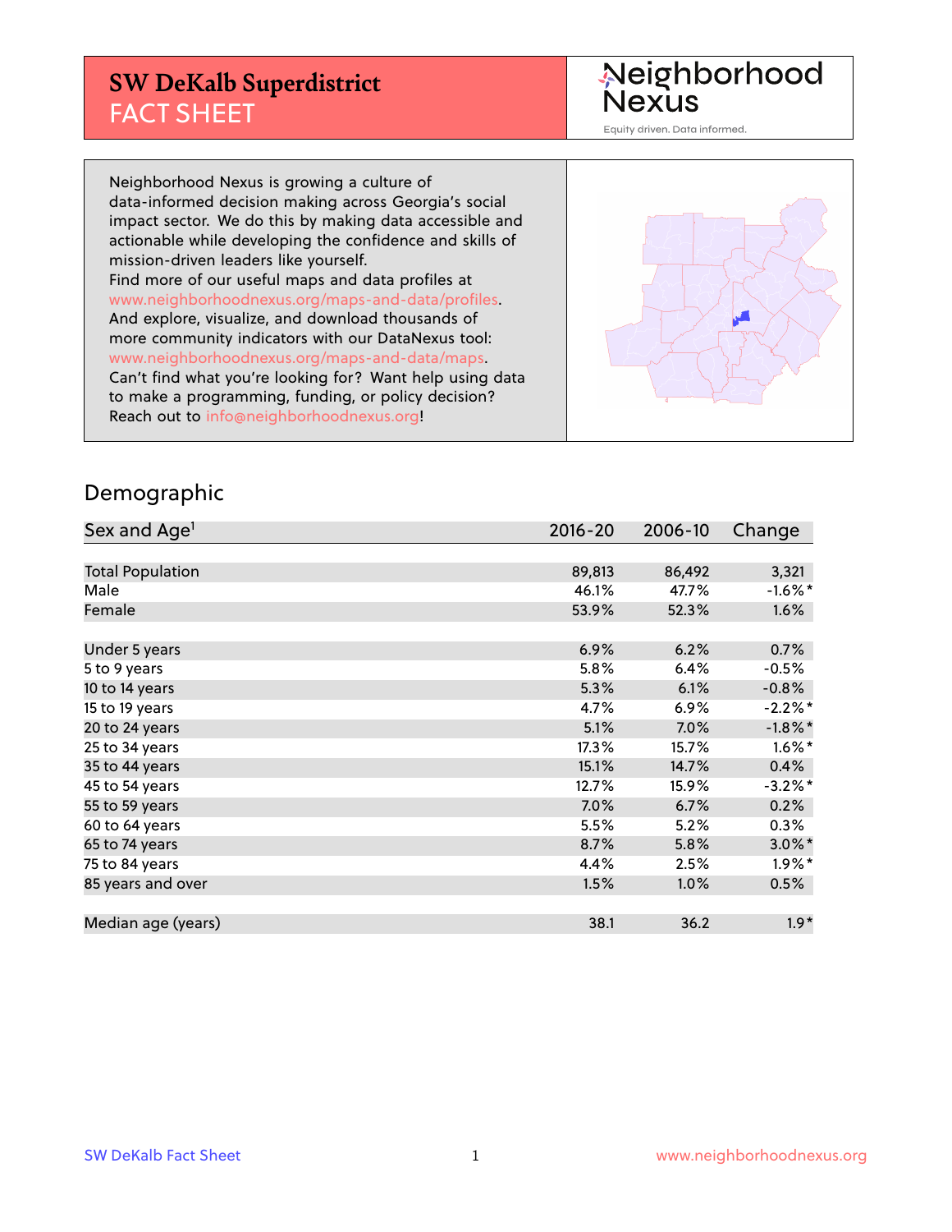# SW DeKalb Superdistrict
## FACT SHEET

Neighborhood Nexus

Equity driven. Data informed.

Neighborhood Nexus is growing a culture of data-informed decision making across Georgia's social impact sector. We do this by making data accessible and actionable while developing the confidence and skills of mission-driven leaders like yourself.
Find more of our useful maps and data profiles at www.neighborhoodnexus.org/maps-and-data/profiles.
And explore, visualize, and download thousands of more community indicators with our DataNexus tool: www.neighborhoodnexus.org/maps-and-data/maps.
Can't find what you're looking for? Want help using data to make a programming, funding, or policy decision?
Reach out to info@neighborhoodnexus.org!

## Demographic

| Sex and Age[1] | 2016-20 | 2006-10 | Change |
|---|---|---|---|
| Total Population | 89,813 | 86,492 | 3,321 |
| Male | 46.1% | 47.7% | -1.6%* |
| Female | 53.9% | 52.3% | 1.6% |
| | | | |
| Under 5 years | 6.9% | 6.2% | 0.7% |
| 5 to 9 years | 5.8% | 6.4% | -0.5% |
| 10 to 14 years | 5.3% | 6.1% | -0.8% |
| 15 to 19 years | 4.7% | 6.9% | -2.2%* |
| 20 to 24 years | 5.1% | 7.0% | -1.8%* |
| 25 to 34 years | 17.3% | 15.7% | 1.6%* |
| 35 to 44 years | 15.1% | 14.7% | 0.4% |
| 45 to 54 years | 12.7% | 15.9% | -3.2%* |
| 55 to 59 years | 7.0% | 6.7% | 0.2% |
| 60 to 64 years | 5.5% | 5.2% | 0.3% |
| 65 to 74 years | 8.7% | 5.8% | 3.0%* |
| 75 to 84 years | 4.4% | 2.5% | 1.9%* |
| 85 years and over | 1.5% | 1.0% | 0.5% |
| | | | |
| Median age (years) | 38.1 | 36.2 | 1.9* |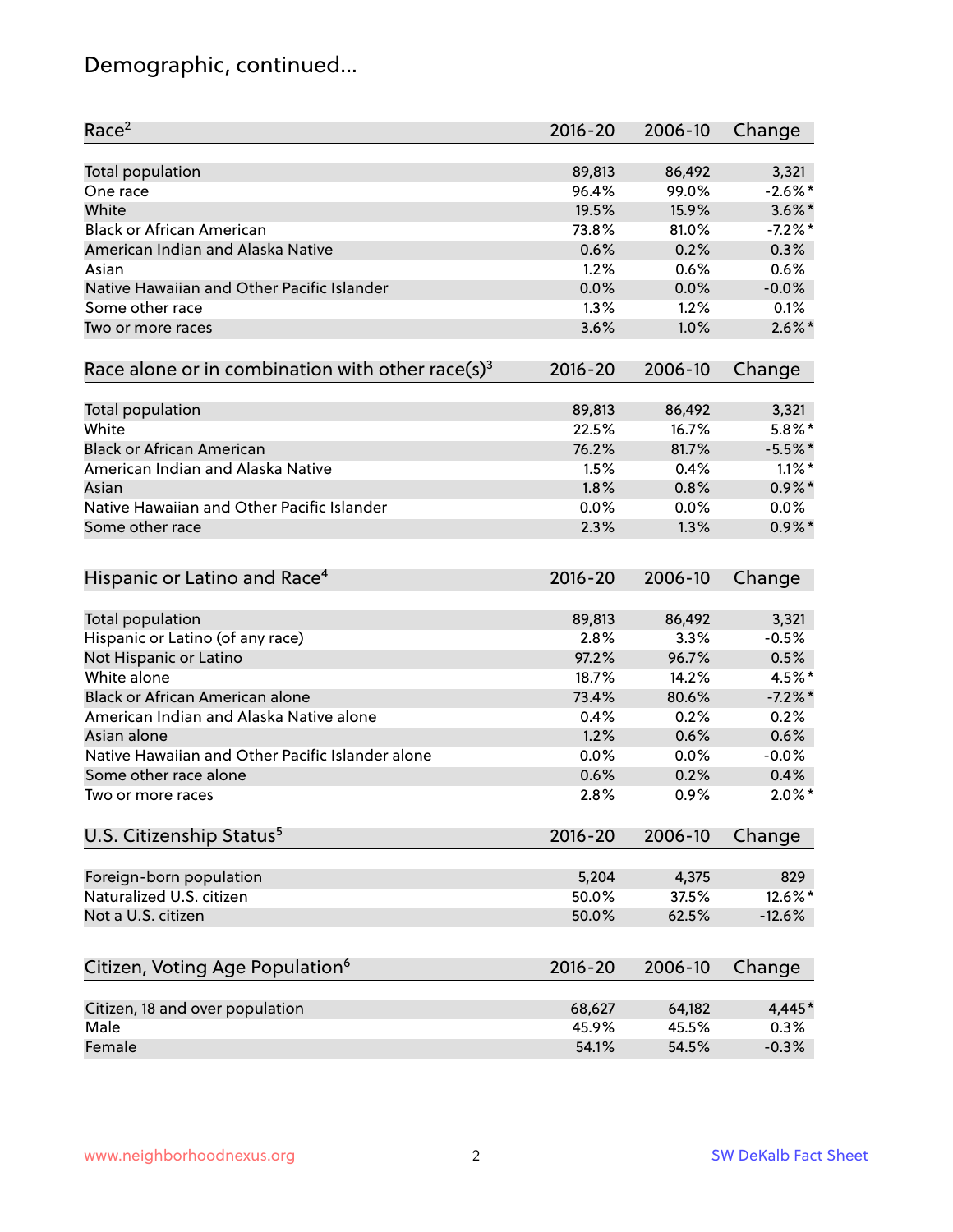# Demographic, continued...

| Race[2] | 2016-20 | 2006-10 | Change |
|---|---|---|---|
| Total population | 89,813 | 86,492 | 3,321 |
| One race | 96.4% | 99.0% | -2.6%* |
| White | 19.5% | 15.9% | 3.6%* |
| Black or African American | 73.8% | 81.0% | -7.2%* |
| American Indian and Alaska Native | 0.6% | 0.2% | 0.3% |
| Asian | 1.2% | 0.6% | 0.6% |
| Native Hawaiian and Other Pacific Islander | 0.0% | 0.0% | -0.0% |
| Some other race | 1.3% | 1.2% | 0.1% |
| Two or more races | 3.6% | 1.0% | 2.6%* |

| Race alone or in combination with other race(s)[3] | 2016-20 | 2006-10 | Change |
|---|---|---|---|
| Total population | 89,813 | 86,492 | 3,321 |
| White | 22.5% | 16.7% | 5.8%* |
| Black or African American | 76.2% | 81.7% | -5.5%* |
| American Indian and Alaska Native | 1.5% | 0.4% | 1.1%* |
| Asian | 1.8% | 0.8% | 0.9%* |
| Native Hawaiian and Other Pacific Islander | 0.0% | 0.0% | 0.0% |
| Some other race | 2.3% | 1.3% | 0.9%* |

| Hispanic or Latino and Race[4] | 2016-20 | 2006-10 | Change |
|---|---|---|---|
| Total population | 89,813 | 86,492 | 3,321 |
| Hispanic or Latino (of any race) | 2.8% | 3.3% | -0.5% |
| Not Hispanic or Latino | 97.2% | 96.7% | 0.5% |
| White alone | 18.7% | 14.2% | 4.5%* |
| Black or African American alone | 73.4% | 80.6% | -7.2%* |
| American Indian and Alaska Native alone | 0.4% | 0.2% | 0.2% |
| Asian alone | 1.2% | 0.6% | 0.6% |
| Native Hawaiian and Other Pacific Islander alone | 0.0% | 0.0% | -0.0% |
| Some other race alone | 0.6% | 0.2% | 0.4% |
| Two or more races | 2.8% | 0.9% | 2.0%* |

| U.S. Citizenship Status[5] | 2016-20 | 2006-10 | Change |
|---|---|---|---|
| Foreign-born population | 5,204 | 4,375 | 829 |
| Naturalized U.S. citizen | 50.0% | 37.5% | 12.6%* |
| Not a U.S. citizen | 50.0% | 62.5% | -12.6% |

| Citizen, Voting Age Population[6] | 2016-20 | 2006-10 | Change |
|---|---|---|---|
| Citizen, 18 and over population | 68,627 | 64,182 | 4,445* |
| Male | 45.9% | 45.5% | 0.3% |
| Female | 54.1% | 54.5% | -0.3% |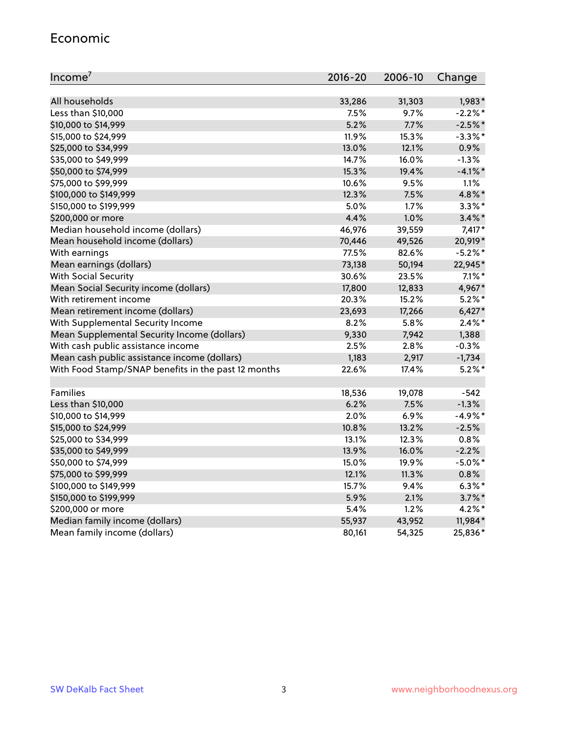## Economic

| Income[7] | 2016-20 | 2006-10 | Change |
|---|---|---|---|
| All households | 33,286 | 31,303 | 1,983* |
| Less than $10,000 | 7.5% | 9.7% | -2.2%* |
| $10,000 to $14,999 | 5.2% | 7.7% | -2.5%* |
| $15,000 to $24,999 | 11.9% | 15.3% | -3.3%* |
| $25,000 to $34,999 | 13.0% | 12.1% | 0.9% |
| $35,000 to $49,999 | 14.7% | 16.0% | -1.3% |
| $50,000 to $74,999 | 15.3% | 19.4% | -4.1%* |
| $75,000 to $99,999 | 10.6% | 9.5% | 1.1% |
| $100,000 to $149,999 | 12.3% | 7.5% | 4.8%* |
| $150,000 to $199,999 | 5.0% | 1.7% | 3.3%* |
| $200,000 or more | 4.4% | 1.0% | 3.4%* |
| Median household income (dollars) | 46,976 | 39,559 | 7,417* |
| Mean household income (dollars) | 70,446 | 49,526 | 20,919* |
| With earnings | 77.5% | 82.6% | -5.2%* |
| Mean earnings (dollars) | 73,138 | 50,194 | 22,945* |
| With Social Security | 30.6% | 23.5% | 7.1%* |
| Mean Social Security income (dollars) | 17,800 | 12,833 | 4,967* |
| With retirement income | 20.3% | 15.2% | 5.2%* |
| Mean retirement income (dollars) | 23,693 | 17,266 | 6,427* |
| With Supplemental Security Income | 8.2% | 5.8% | 2.4%* |
| Mean Supplemental Security Income (dollars) | 9,330 | 7,942 | 1,388 |
| With cash public assistance income | 2.5% | 2.8% | -0.3% |
| Mean cash public assistance income (dollars) | 1,183 | 2,917 | -1,734 |
| With Food Stamp/SNAP benefits in the past 12 months | 22.6% | 17.4% | 5.2%* |
| | | | |
| Families | 18,536 | 19,078 | -542 |
| Less than $10,000 | 6.2% | 7.5% | -1.3% |
| $10,000 to $14,999 | 2.0% | 6.9% | -4.9%* |
| $15,000 to $24,999 | 10.8% | 13.2% | -2.5% |
| $25,000 to $34,999 | 13.1% | 12.3% | 0.8% |
| $35,000 to $49,999 | 13.9% | 16.0% | -2.2% |
| $50,000 to $74,999 | 15.0% | 19.9% | -5.0%* |
| $75,000 to $99,999 | 12.1% | 11.3% | 0.8% |
| $100,000 to $149,999 | 15.7% | 9.4% | 6.3%* |
| $150,000 to $199,999 | 5.9% | 2.1% | 3.7%* |
| $200,000 or more | 5.4% | 1.2% | 4.2%* |
| Median family income (dollars) | 55,937 | 43,952 | 11,984* |
| Mean family income (dollars) | 80,161 | 54,325 | 25,836* |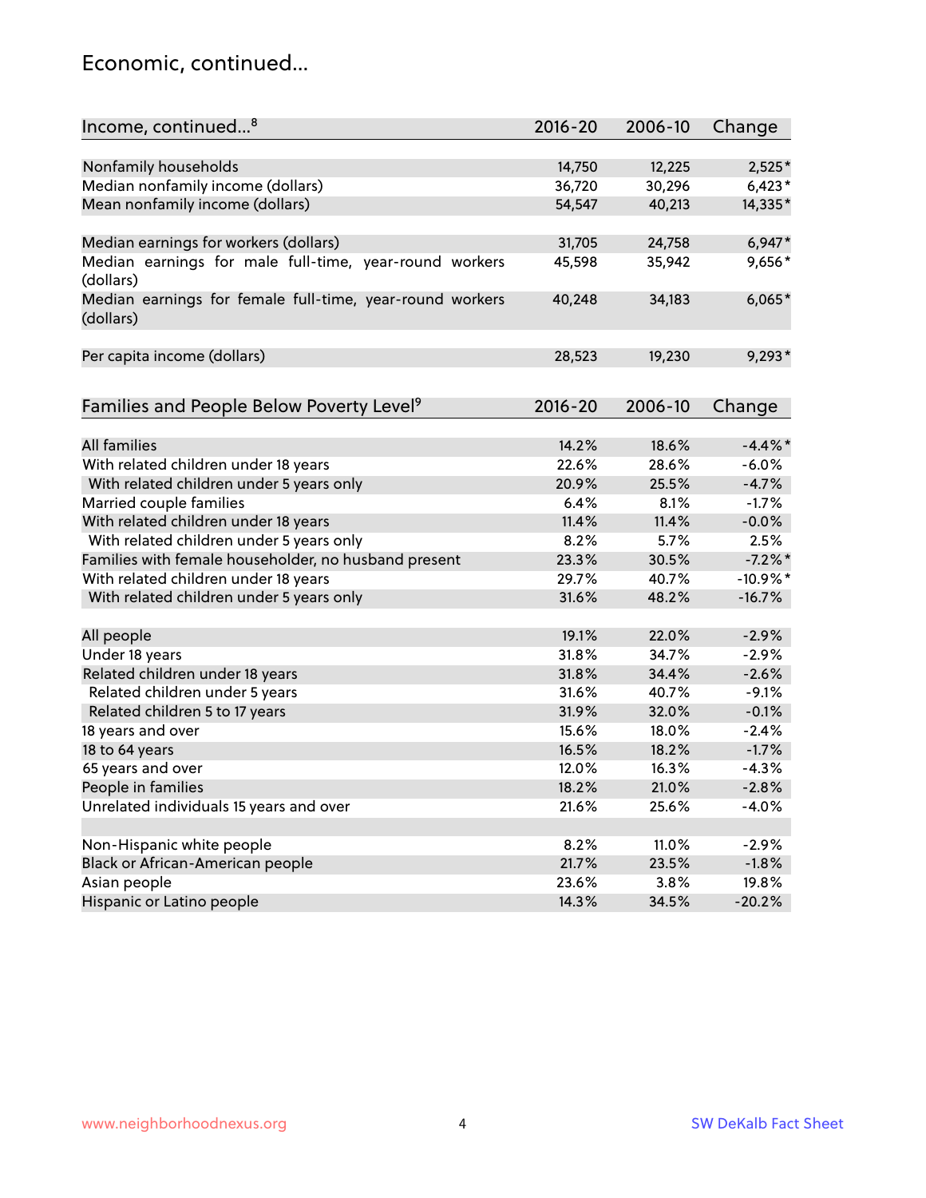## Economic, continued...

| Income, continued...[8] | 2016-20 | 2006-10 | Change |
|---|---|---|---|
| Nonfamily households | 14,750 | 12,225 | 2,525* |
| Median nonfamily income (dollars) | 36,720 | 30,296 | 6,423* |
| Mean nonfamily income (dollars) | 54,547 | 40,213 | 14,335* |
| Median earnings for workers (dollars) | 31,705 | 24,758 | 6,947* |
| Median earnings for male full-time, year-round workers (dollars) | 45,598 | 35,942 | 9,656* |
| Median earnings for female full-time, year-round workers (dollars) | 40,248 | 34,183 | 6,065* |
| Per capita income (dollars) | 28,523 | 19,230 | 9,293* |

| Families and People Below Poverty Level[9] | 2016-20 | 2006-10 | Change |
|---|---|---|---|
| All families | 14.2% | 18.6% | -4.4%* |
| With related children under 18 years | 22.6% | 28.6% | -6.0% |
| With related children under 5 years only | 20.9% | 25.5% | -4.7% |
| Married couple families | 6.4% | 8.1% | -1.7% |
| With related children under 18 years | 11.4% | 11.4% | -0.0% |
| With related children under 5 years only | 8.2% | 5.7% | 2.5% |
| Families with female householder, no husband present | 23.3% | 30.5% | -7.2%* |
| With related children under 18 years | 29.7% | 40.7% | -10.9%* |
| With related children under 5 years only | 31.6% | 48.2% | -16.7% |
| All people | 19.1% | 22.0% | -2.9% |
| Under 18 years | 31.8% | 34.7% | -2.9% |
| Related children under 18 years | 31.8% | 34.4% | -2.6% |
| Related children under 5 years | 31.6% | 40.7% | -9.1% |
| Related children 5 to 17 years | 31.9% | 32.0% | -0.1% |
| 18 years and over | 15.6% | 18.0% | -2.4% |
| 18 to 64 years | 16.5% | 18.2% | -1.7% |
| 65 years and over | 12.0% | 16.3% | -4.3% |
| People in families | 18.2% | 21.0% | -2.8% |
| Unrelated individuals 15 years and over | 21.6% | 25.6% | -4.0% |
| Non-Hispanic white people | 8.2% | 11.0% | -2.9% |
| Black or African-American people | 21.7% | 23.5% | -1.8% |
| Asian people | 23.6% | 3.8% | 19.8% |
| Hispanic or Latino people | 14.3% | 34.5% | -20.2% |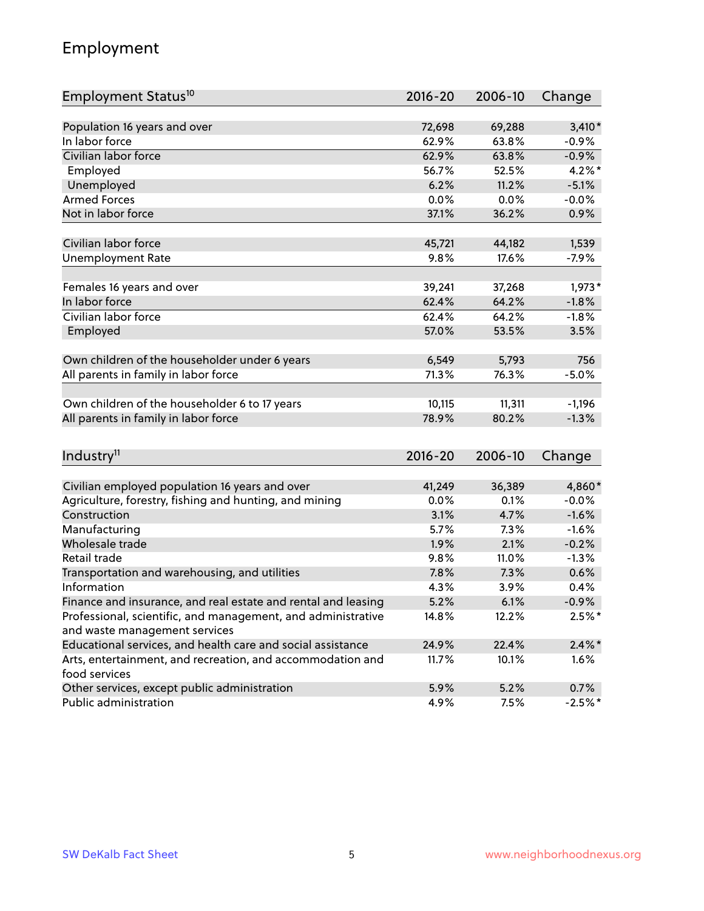## Employment

| Employment Status[10] | 2016-20 | 2006-10 | Change |
|---|---|---|---|
| Population 16 years and over | 72,698 | 69,288 | 3,410* |
| In labor force | 62.9% | 63.8% | -0.9% |
| Civilian labor force | 62.9% | 63.8% | -0.9% |
| Employed | 56.7% | 52.5% | 4.2%* |
| Unemployed | 6.2% | 11.2% | -5.1% |
| Armed Forces | 0.0% | 0.0% | -0.0% |
| Not in labor force | 37.1% | 36.2% | 0.9% |
| | | | |
| Civilian labor force | 45,721 | 44,182 | 1,539 |
| Unemployment Rate | 9.8% | 17.6% | -7.9% |
| | | | |
| Females 16 years and over | 39,241 | 37,268 | 1,973* |
| In labor force | 62.4% | 64.2% | -1.8% |
| Civilian labor force | 62.4% | 64.2% | -1.8% |
| Employed | 57.0% | 53.5% | 3.5% |
| | | | |
| Own children of the householder under 6 years | 6,549 | 5,793 | 756 |
| All parents in family in labor force | 71.3% | 76.3% | -5.0% |
| | | | |
| Own children of the householder 6 to 17 years | 10,115 | 11,311 | -1,196 |
| All parents in family in labor force | 78.9% | 80.2% | -1.3% |

| Industry[11] | 2016-20 | 2006-10 | Change |
|---|---|---|---|
| Civilian employed population 16 years and over | 41,249 | 36,389 | 4,860* |
| Agriculture, forestry, fishing and hunting, and mining | 0.0% | 0.1% | -0.0% |
| Construction | 3.1% | 4.7% | -1.6% |
| Manufacturing | 5.7% | 7.3% | -1.6% |
| Wholesale trade | 1.9% | 2.1% | -0.2% |
| Retail trade | 9.8% | 11.0% | -1.3% |
| Transportation and warehousing, and utilities | 7.8% | 7.3% | 0.6% |
| Information | 4.3% | 3.9% | 0.4% |
| Finance and insurance, and real estate and rental and leasing | 5.2% | 6.1% | -0.9% |
| Professional, scientific, and management, and administrative and waste management services | 14.8% | 12.2% | 2.5%* |
| Educational services, and health care and social assistance | 24.9% | 22.4% | 2.4%* |
| Arts, entertainment, and recreation, and accommodation and food services | 11.7% | 10.1% | 1.6% |
| Other services, except public administration | 5.9% | 5.2% | 0.7% |
| Public administration | 4.9% | 7.5% | -2.5%* |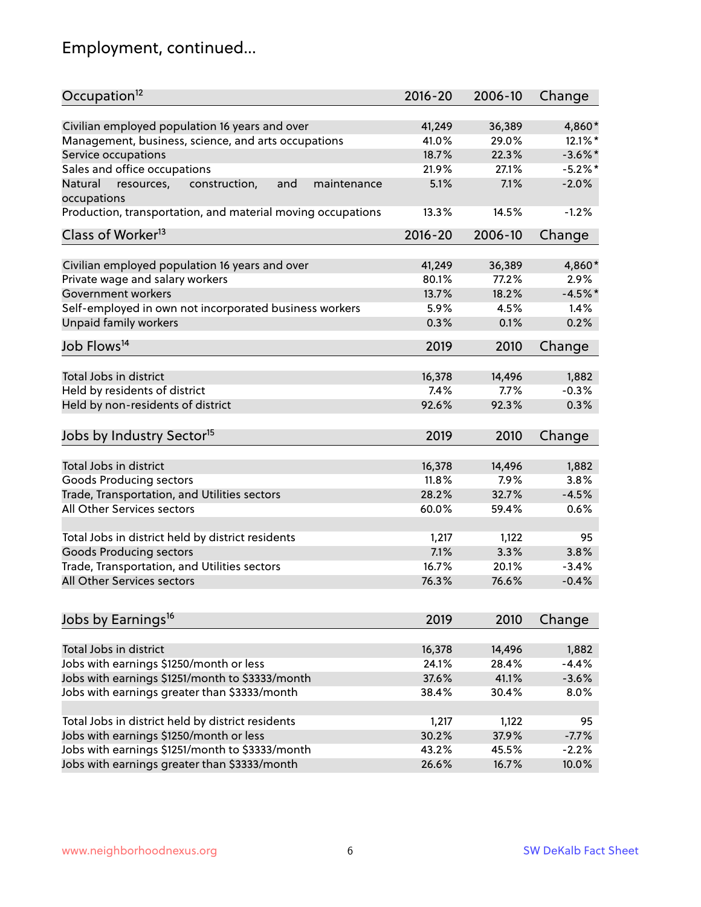## Employment, continued...

| Occupation[12] | 2016-20 | 2006-10 | Change |
|---|---|---|---|
| Civilian employed population 16 years and over | 41,249 | 36,389 | 4,860* |
| Management, business, science, and arts occupations | 41.0% | 29.0% | 12.1%* |
| Service occupations | 18.7% | 22.3% | -3.6%* |
| Sales and office occupations | 21.9% | 27.1% | -5.2%* |
| Natural resources, construction, and maintenance occupations | 5.1% | 7.1% | -2.0% |
| Production, transportation, and material moving occupations | 13.3% | 14.5% | -1.2% |

| Class of Worker[13] | 2016-20 | 2006-10 | Change |
|---|---|---|---|
| Civilian employed population 16 years and over | 41,249 | 36,389 | 4,860* |
| Private wage and salary workers | 80.1% | 77.2% | 2.9% |
| Government workers | 13.7% | 18.2% | -4.5%* |
| Self-employed in own not incorporated business workers | 5.9% | 4.5% | 1.4% |
| Unpaid family workers | 0.3% | 0.1% | 0.2% |

| Job Flows[14] | 2019 | 2010 | Change |
|---|---|---|---|
| Total Jobs in district | 16,378 | 14,496 | 1,882 |
| Held by residents of district | 7.4% | 7.7% | -0.3% |
| Held by non-residents of district | 92.6% | 92.3% | 0.3% |

| Jobs by Industry Sector[15] | 2019 | 2010 | Change |
|---|---|---|---|
| Total Jobs in district | 16,378 | 14,496 | 1,882 |
| Goods Producing sectors | 11.8% | 7.9% | 3.8% |
| Trade, Transportation, and Utilities sectors | 28.2% | 32.7% | -4.5% |
| All Other Services sectors | 60.0% | 59.4% | 0.6% |
| | | | |
| Total Jobs in district held by district residents | 1,217 | 1,122 | 95 |
| Goods Producing sectors | 7.1% | 3.3% | 3.8% |
| Trade, Transportation, and Utilities sectors | 16.7% | 20.1% | -3.4% |
| All Other Services sectors | 76.3% | 76.6% | -0.4% |

| Jobs by Earnings[16] | 2019 | 2010 | Change |
|---|---|---|---|
| Total Jobs in district | 16,378 | 14,496 | 1,882 |
| Jobs with earnings $1250/month or less | 24.1% | 28.4% | -4.4% |
| Jobs with earnings $1251/month to $3333/month | 37.6% | 41.1% | -3.6% |
| Jobs with earnings greater than $3333/month | 38.4% | 30.4% | 8.0% |
| | | | |
| Total Jobs in district held by district residents | 1,217 | 1,122 | 95 |
| Jobs with earnings $1250/month or less | 30.2% | 37.9% | -7.7% |
| Jobs with earnings $1251/month to $3333/month | 43.2% | 45.5% | -2.2% |
| Jobs with earnings greater than $3333/month | 26.6% | 16.7% | 10.0% |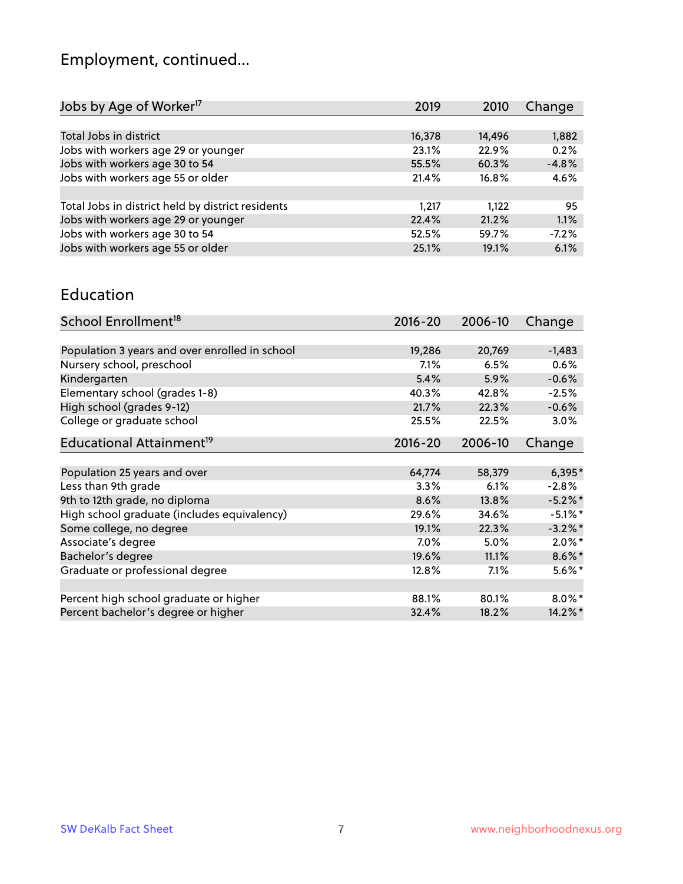## Employment, continued...

| Jobs by Age of Worker[17] | 2019 | 2010 | Change |
|---|---|---|---|
| Total Jobs in district | 16,378 | 14,496 | 1,882 |
| Jobs with workers age 29 or younger | 23.1% | 22.9% | 0.2% |
| Jobs with workers age 30 to 54 | 55.5% | 60.3% | -4.8% |
| Jobs with workers age 55 or older | 21.4% | 16.8% | 4.6% |
| | | | |
| Total Jobs in district held by district residents | 1,217 | 1,122 | 95 |
| Jobs with workers age 29 or younger | 22.4% | 21.2% | 1.1% |
| Jobs with workers age 30 to 54 | 52.5% | 59.7% | -7.2% |
| Jobs with workers age 55 or older | 25.1% | 19.1% | 6.1% |

## Education

| School Enrollment[18] | 2016-20 | 2006-10 | Change |
|---|---|---|---|
| Population 3 years and over enrolled in school | 19,286 | 20,769 | -1,483 |
| Nursery school, preschool | 7.1% | 6.5% | 0.6% |
| Kindergarten | 5.4% | 5.9% | -0.6% |
| Elementary school (grades 1-8) | 40.3% | 42.8% | -2.5% |
| High school (grades 9-12) | 21.7% | 22.3% | -0.6% |
| College or graduate school | 25.5% | 22.5% | 3.0% |

| Educational Attainment[19] | 2016-20 | 2006-10 | Change |
|---|---|---|---|
| Population 25 years and over | 64,774 | 58,379 | 6,395* |
| Less than 9th grade | 3.3% | 6.1% | -2.8% |
| 9th to 12th grade, no diploma | 8.6% | 13.8% | -5.2%* |
| High school graduate (includes equivalency) | 29.6% | 34.6% | -5.1%* |
| Some college, no degree | 19.1% | 22.3% | -3.2%* |
| Associate's degree | 7.0% | 5.0% | 2.0%* |
| Bachelor's degree | 19.6% | 11.1% | 8.6%* |
| Graduate or professional degree | 12.8% | 7.1% | 5.6%* |
| | | | |
| Percent high school graduate or higher | 88.1% | 80.1% | 8.0%* |
| Percent bachelor's degree or higher | 32.4% | 18.2% | 14.2%* |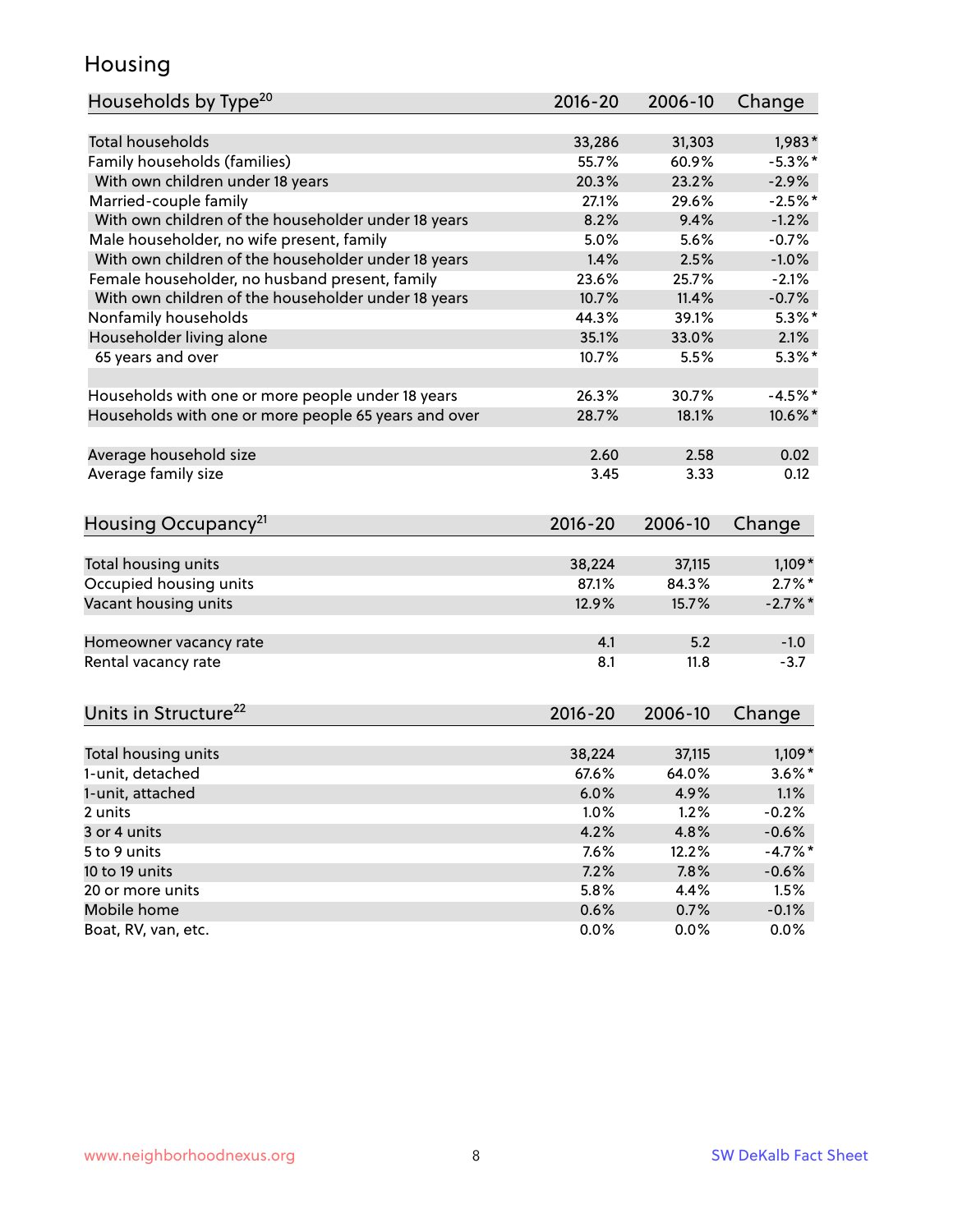# Housing

| Households by Type[20] | 2016-20 | 2006-10 | Change |
|---|---|---|---|
| Total households | 33,286 | 31,303 | 1,983* |
| Family households (families) | 55.7% | 60.9% | -5.3%* |
| With own children under 18 years | 20.3% | 23.2% | -2.9% |
| Married-couple family | 27.1% | 29.6% | -2.5%* |
| With own children of the householder under 18 years | 8.2% | 9.4% | -1.2% |
| Male householder, no wife present, family | 5.0% | 5.6% | -0.7% |
| With own children of the householder under 18 years | 1.4% | 2.5% | -1.0% |
| Female householder, no husband present, family | 23.6% | 25.7% | -2.1% |
| With own children of the householder under 18 years | 10.7% | 11.4% | -0.7% |
| Nonfamily households | 44.3% | 39.1% | 5.3%* |
| Householder living alone | 35.1% | 33.0% | 2.1% |
| 65 years and over | 10.7% | 5.5% | 5.3%* |
| | | | |
| Households with one or more people under 18 years | 26.3% | 30.7% | -4.5%* |
| Households with one or more people 65 years and over | 28.7% | 18.1% | 10.6%* |
| | | | |
| Average household size | 2.60 | 2.58 | 0.02 |
| Average family size | 3.45 | 3.33 | 0.12 |

| Housing Occupancy[21] | 2016-20 | 2006-10 | Change |
|---|---|---|---|
| Total housing units | 38,224 | 37,115 | 1,109* |
| Occupied housing units | 87.1% | 84.3% | 2.7%* |
| Vacant housing units | 12.9% | 15.7% | -2.7%* |
| | | | |
| Homeowner vacancy rate | 4.1 | 5.2 | -1.0 |
| Rental vacancy rate | 8.1 | 11.8 | -3.7 |

| Units in Structure[22] | 2016-20 | 2006-10 | Change |
|---|---|---|---|
| Total housing units | 38,224 | 37,115 | 1,109* |
| 1-unit, detached | 67.6% | 64.0% | 3.6%* |
| 1-unit, attached | 6.0% | 4.9% | 1.1% |
| 2 units | 1.0% | 1.2% | -0.2% |
| 3 or 4 units | 4.2% | 4.8% | -0.6% |
| 5 to 9 units | 7.6% | 12.2% | -4.7%* |
| 10 to 19 units | 7.2% | 7.8% | -0.6% |
| 20 or more units | 5.8% | 4.4% | 1.5% |
| Mobile home | 0.6% | 0.7% | -0.1% |
| Boat, RV, van, etc. | 0.0% | 0.0% | 0.0% |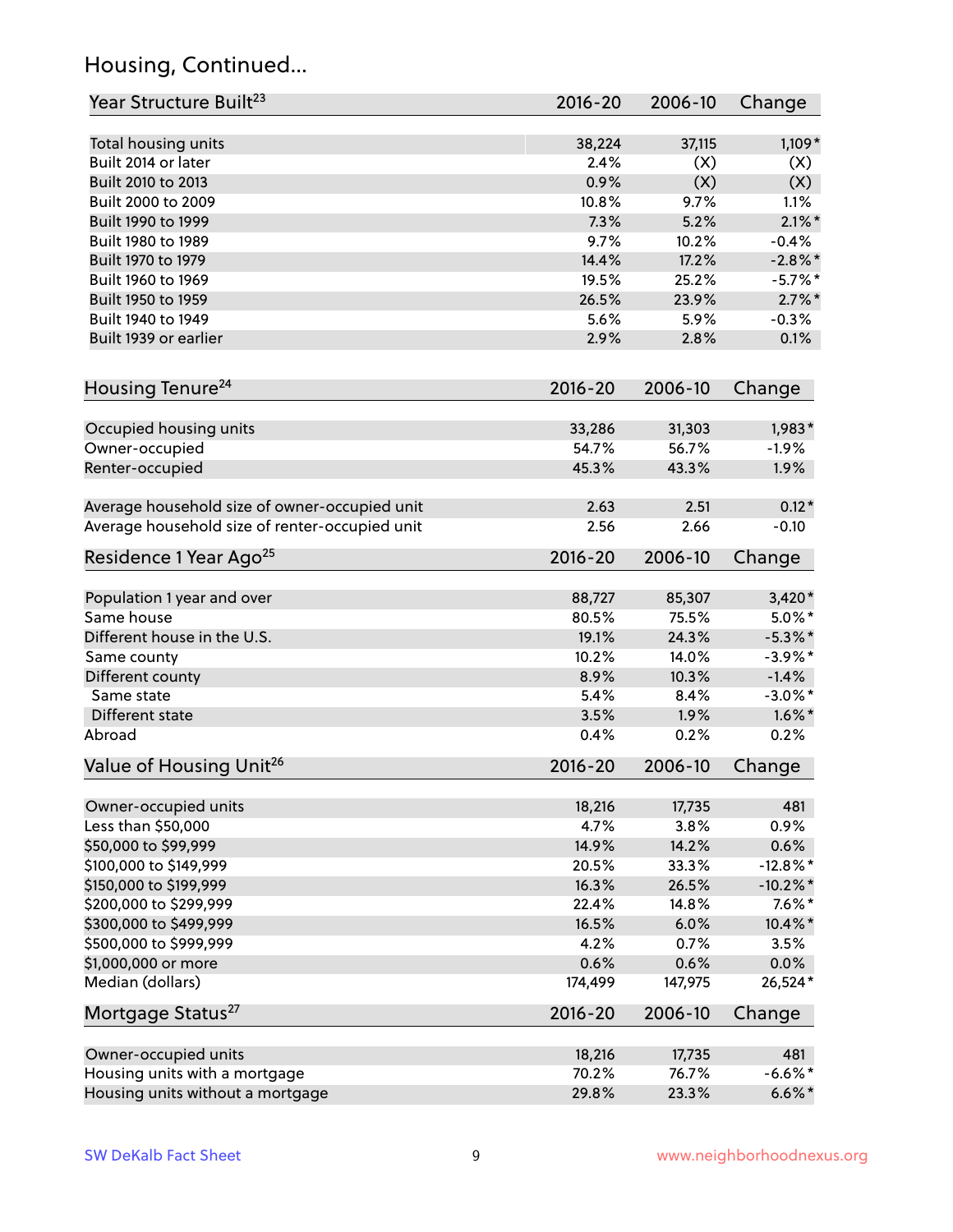## Housing, Continued...

| Year Structure Built[23] | 2016-20 | 2006-10 | Change |
|---|---|---|---|
| Total housing units | 38,224 | 37,115 | 1,109* |
| Built 2014 or later | 2.4% | (X) | (X) |
| Built 2010 to 2013 | 0.9% | (X) | (X) |
| Built 2000 to 2009 | 10.8% | 9.7% | 1.1% |
| Built 1990 to 1999 | 7.3% | 5.2% | 2.1%* |
| Built 1980 to 1989 | 9.7% | 10.2% | -0.4% |
| Built 1970 to 1979 | 14.4% | 17.2% | -2.8%* |
| Built 1960 to 1969 | 19.5% | 25.2% | -5.7%* |
| Built 1950 to 1959 | 26.5% | 23.9% | 2.7%* |
| Built 1940 to 1949 | 5.6% | 5.9% | -0.3% |
| Built 1939 or earlier | 2.9% | 2.8% | 0.1% |

| Housing Tenure[24] | 2016-20 | 2006-10 | Change |
|---|---|---|---|
| Occupied housing units | 33,286 | 31,303 | 1,983* |
| Owner-occupied | 54.7% | 56.7% | -1.9% |
| Renter-occupied | 45.3% | 43.3% | 1.9% |
| Average household size of owner-occupied unit | 2.63 | 2.51 | 0.12* |
| Average household size of renter-occupied unit | 2.56 | 2.66 | -0.10 |

| Residence 1 Year Ago[25] | 2016-20 | 2006-10 | Change |
|---|---|---|---|
| Population 1 year and over | 88,727 | 85,307 | 3,420* |
| Same house | 80.5% | 75.5% | 5.0%* |
| Different house in the U.S. | 19.1% | 24.3% | -5.3%* |
| Same county | 10.2% | 14.0% | -3.9%* |
| Different county | 8.9% | 10.3% | -1.4% |
| Same state | 5.4% | 8.4% | -3.0%* |
| Different state | 3.5% | 1.9% | 1.6%* |
| Abroad | 0.4% | 0.2% | 0.2% |

| Value of Housing Unit[26] | 2016-20 | 2006-10 | Change |
|---|---|---|---|
| Owner-occupied units | 18,216 | 17,735 | 481 |
| Less than $50,000 | 4.7% | 3.8% | 0.9% |
| $50,000 to $99,999 | 14.9% | 14.2% | 0.6% |
| $100,000 to $149,999 | 20.5% | 33.3% | -12.8%* |
| $150,000 to $199,999 | 16.3% | 26.5% | -10.2%* |
| $200,000 to $299,999 | 22.4% | 14.8% | 7.6%* |
| $300,000 to $499,999 | 16.5% | 6.0% | 10.4%* |
| $500,000 to $999,999 | 4.2% | 0.7% | 3.5% |
| $1,000,000 or more | 0.6% | 0.6% | 0.0% |
| Median (dollars) | 174,499 | 147,975 | 26,524* |

| Mortgage Status[27] | 2016-20 | 2006-10 | Change |
|---|---|---|---|
| Owner-occupied units | 18,216 | 17,735 | 481 |
| Housing units with a mortgage | 70.2% | 76.7% | -6.6%* |
| Housing units without a mortgage | 29.8% | 23.3% | 6.6%* |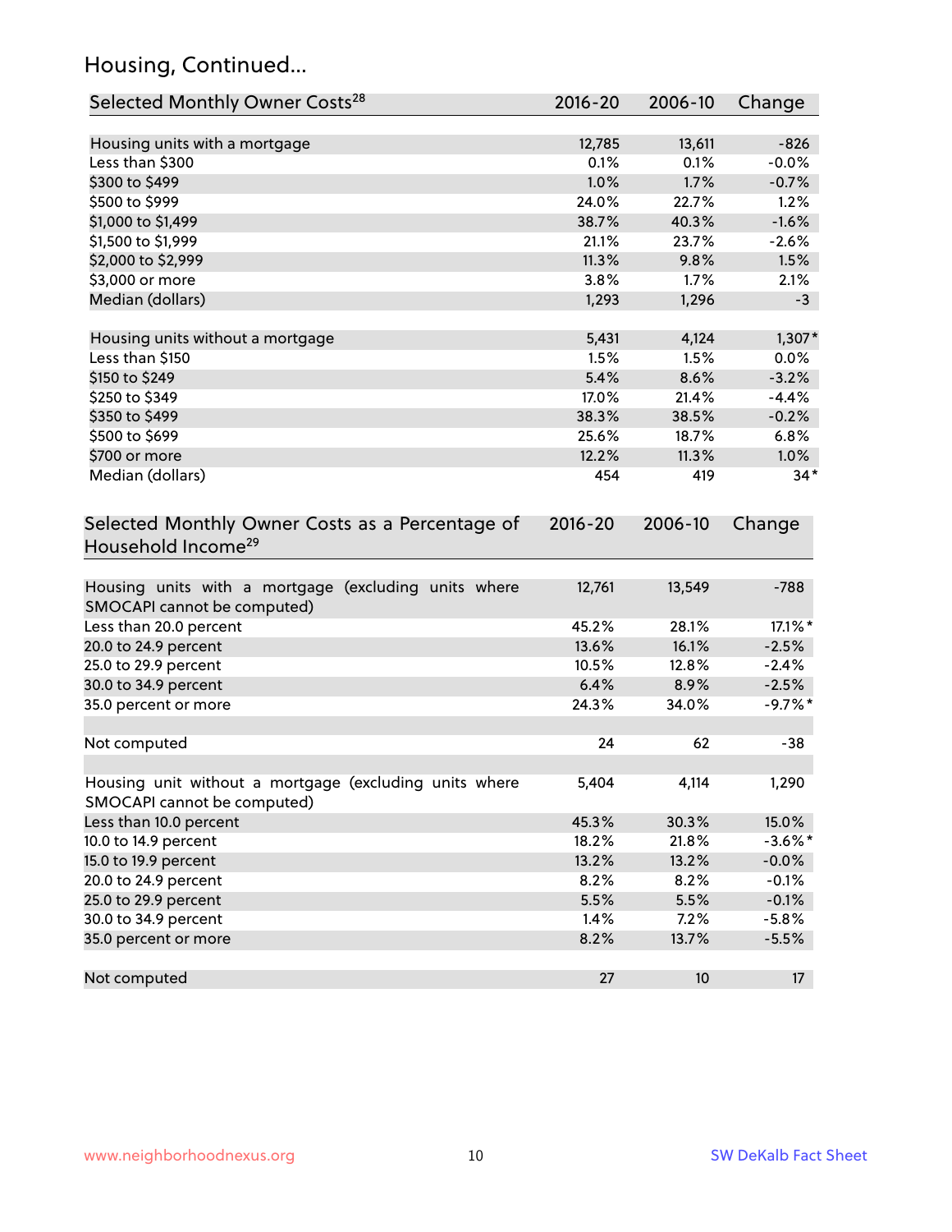## Housing, Continued...

| Selected Monthly Owner Costs[28] | 2016-20 | 2006-10 | Change |
|---|---|---|---|
| Housing units with a mortgage | 12,785 | 13,611 | -826 |
| Less than $300 | 0.1% | 0.1% | -0.0% |
| $300 to $499 | 1.0% | 1.7% | -0.7% |
| $500 to $999 | 24.0% | 22.7% | 1.2% |
| $1,000 to $1,499 | 38.7% | 40.3% | -1.6% |
| $1,500 to $1,999 | 21.1% | 23.7% | -2.6% |
| $2,000 to $2,999 | 11.3% | 9.8% | 1.5% |
| $3,000 or more | 3.8% | 1.7% | 2.1% |
| Median (dollars) | 1,293 | 1,296 | -3 |
| | | | |
| Housing units without a mortgage | 5,431 | 4,124 | 1,307* |
| Less than $150 | 1.5% | 1.5% | 0.0% |
| $150 to $249 | 5.4% | 8.6% | -3.2% |
| $250 to $349 | 17.0% | 21.4% | -4.4% |
| $350 to $499 | 38.3% | 38.5% | -0.2% |
| $500 to $699 | 25.6% | 18.7% | 6.8% |
| $700 or more | 12.2% | 11.3% | 1.0% |
| Median (dollars) | 454 | 419 | 34* |

| Selected Monthly Owner Costs as a Percentage of Household Income[29] | 2016-20 | 2006-10 | Change |
|---|---|---|---|
| Housing units with a mortgage (excluding units where SMOCAPI cannot be computed) | 12,761 | 13,549 | -788 |
| Less than 20.0 percent | 45.2% | 28.1% | 17.1%* |
| 20.0 to 24.9 percent | 13.6% | 16.1% | -2.5% |
| 25.0 to 29.9 percent | 10.5% | 12.8% | -2.4% |
| 30.0 to 34.9 percent | 6.4% | 8.9% | -2.5% |
| 35.0 percent or more | 24.3% | 34.0% | -9.7%* |
| | | | |
| Not computed | 24 | 62 | -38 |
| | | | |
| Housing unit without a mortgage (excluding units where SMOCAPI cannot be computed) | 5,404 | 4,114 | 1,290 |
| Less than 10.0 percent | 45.3% | 30.3% | 15.0% |
| 10.0 to 14.9 percent | 18.2% | 21.8% | -3.6%* |
| 15.0 to 19.9 percent | 13.2% | 13.2% | -0.0% |
| 20.0 to 24.9 percent | 8.2% | 8.2% | -0.1% |
| 25.0 to 29.9 percent | 5.5% | 5.5% | -0.1% |
| 30.0 to 34.9 percent | 1.4% | 7.2% | -5.8% |
| 35.0 percent or more | 8.2% | 13.7% | -5.5% |
| | | | |
| Not computed | 27 | 10 | 17 |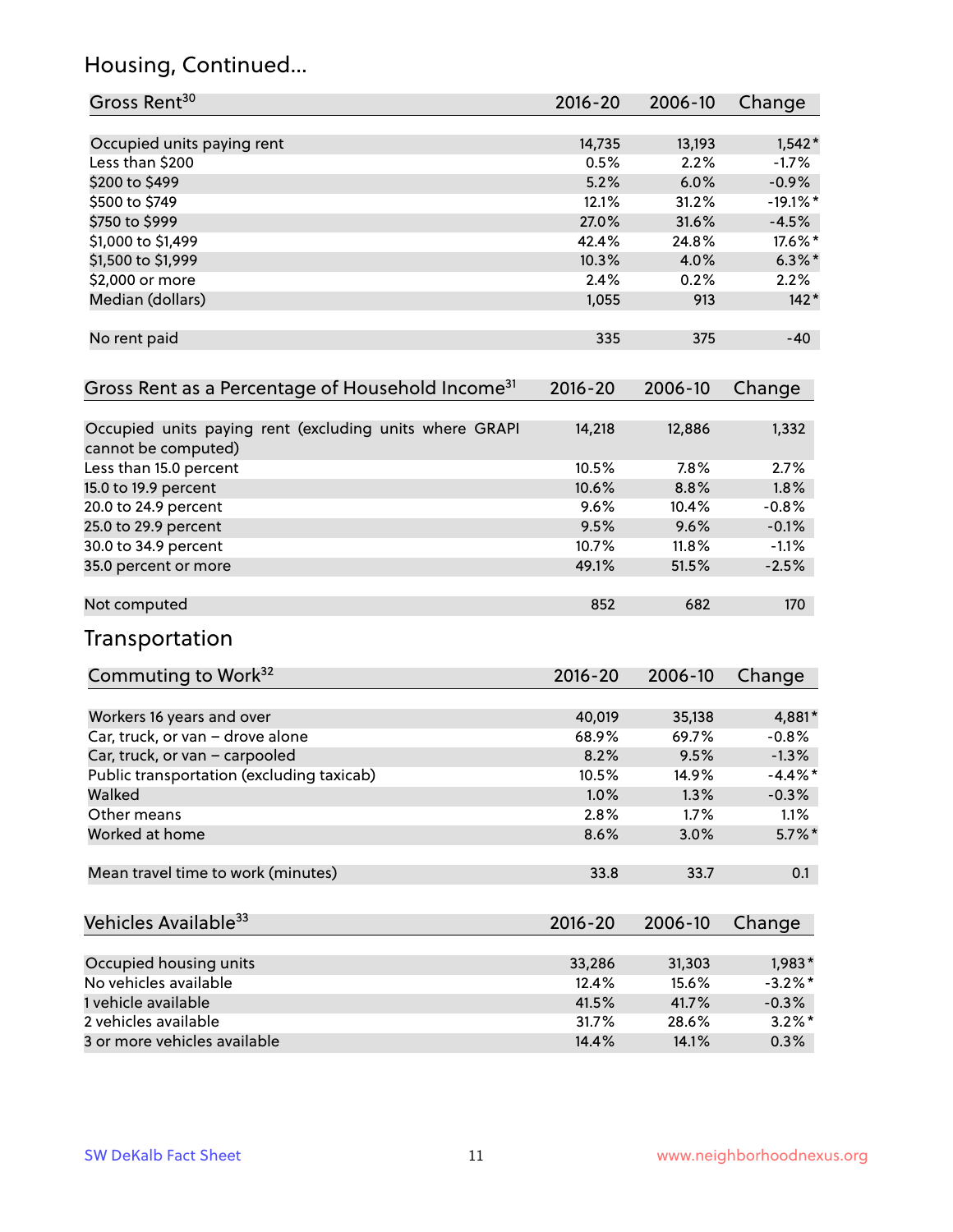## Housing, Continued...

| Gross Rent[30] | 2016-20 | 2006-10 | Change |
|---|---|---|---|
| Occupied units paying rent | 14,735 | 13,193 | 1,542* |
| Less than $200 | 0.5% | 2.2% | -1.7% |
| $200 to $499 | 5.2% | 6.0% | -0.9% |
| $500 to $749 | 12.1% | 31.2% | -19.1%* |
| $750 to $999 | 27.0% | 31.6% | -4.5% |
| $1,000 to $1,499 | 42.4% | 24.8% | 17.6%* |
| $1,500 to $1,999 | 10.3% | 4.0% | 6.3%* |
| $2,000 or more | 2.4% | 0.2% | 2.2% |
| Median (dollars) | 1,055 | 913 | 142* |
| No rent paid | 335 | 375 | -40 |

| Gross Rent as a Percentage of Household Income[31] | 2016-20 | 2006-10 | Change |
|---|---|---|---|
| Occupied units paying rent (excluding units where GRAPI cannot be computed) | 14,218 | 12,886 | 1,332 |
| Less than 15.0 percent | 10.5% | 7.8% | 2.7% |
| 15.0 to 19.9 percent | 10.6% | 8.8% | 1.8% |
| 20.0 to 24.9 percent | 9.6% | 10.4% | -0.8% |
| 25.0 to 29.9 percent | 9.5% | 9.6% | -0.1% |
| 30.0 to 34.9 percent | 10.7% | 11.8% | -1.1% |
| 35.0 percent or more | 49.1% | 51.5% | -2.5% |
| Not computed | 852 | 682 | 170 |

## Transportation

| Commuting to Work[32] | 2016-20 | 2006-10 | Change |
|---|---|---|---|
| Workers 16 years and over | 40,019 | 35,138 | 4,881* |
| Car, truck, or van – drove alone | 68.9% | 69.7% | -0.8% |
| Car, truck, or van – carpooled | 8.2% | 9.5% | -1.3% |
| Public transportation (excluding taxicab) | 10.5% | 14.9% | -4.4%* |
| Walked | 1.0% | 1.3% | -0.3% |
| Other means | 2.8% | 1.7% | 1.1% |
| Worked at home | 8.6% | 3.0% | 5.7%* |
| Mean travel time to work (minutes) | 33.8 | 33.7 | 0.1 |

| Vehicles Available[33] | 2016-20 | 2006-10 | Change |
|---|---|---|---|
| Occupied housing units | 33,286 | 31,303 | 1,983* |
| No vehicles available | 12.4% | 15.6% | -3.2%* |
| 1 vehicle available | 41.5% | 41.7% | -0.3% |
| 2 vehicles available | 31.7% | 28.6% | 3.2%* |
| 3 or more vehicles available | 14.4% | 14.1% | 0.3% |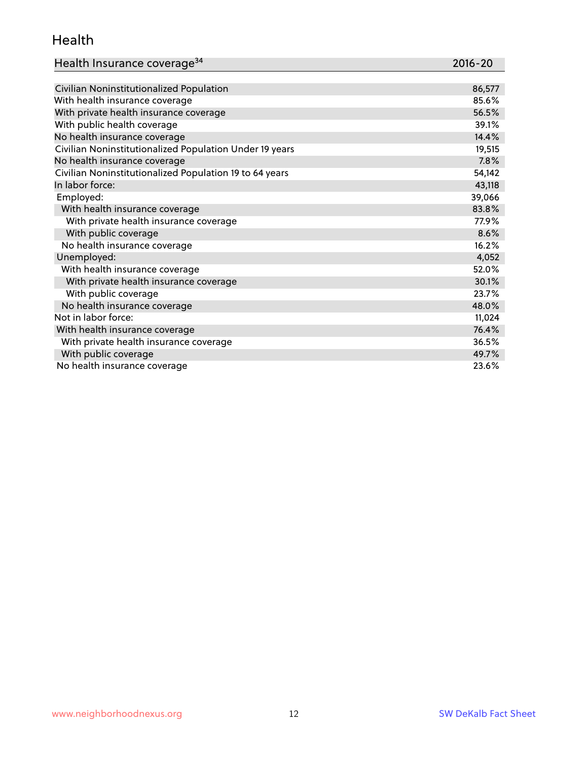## Health

| Health Insurance coverage[34] | 2016-20 |
|---|---|
| Civilian Noninstitutionalized Population | 86,577 |
| With health insurance coverage | 85.6% |
| With private health insurance coverage | 56.5% |
| With public health coverage | 39.1% |
| No health insurance coverage | 14.4% |
| Civilian Noninstitutionalized Population Under 19 years | 19,515 |
| No health insurance coverage | 7.8% |
| Civilian Noninstitutionalized Population 19 to 64 years | 54,142 |
| In labor force: | 43,118 |
| Employed: | 39,066 |
| With health insurance coverage | 83.8% |
| With private health insurance coverage | 77.9% |
| With public coverage | 8.6% |
| No health insurance coverage | 16.2% |
| Unemployed: | 4,052 |
| With health insurance coverage | 52.0% |
| With private health insurance coverage | 30.1% |
| With public coverage | 23.7% |
| No health insurance coverage | 48.0% |
| Not in labor force: | 11,024 |
| With health insurance coverage | 76.4% |
| With private health insurance coverage | 36.5% |
| With public coverage | 49.7% |
| No health insurance coverage | 23.6% |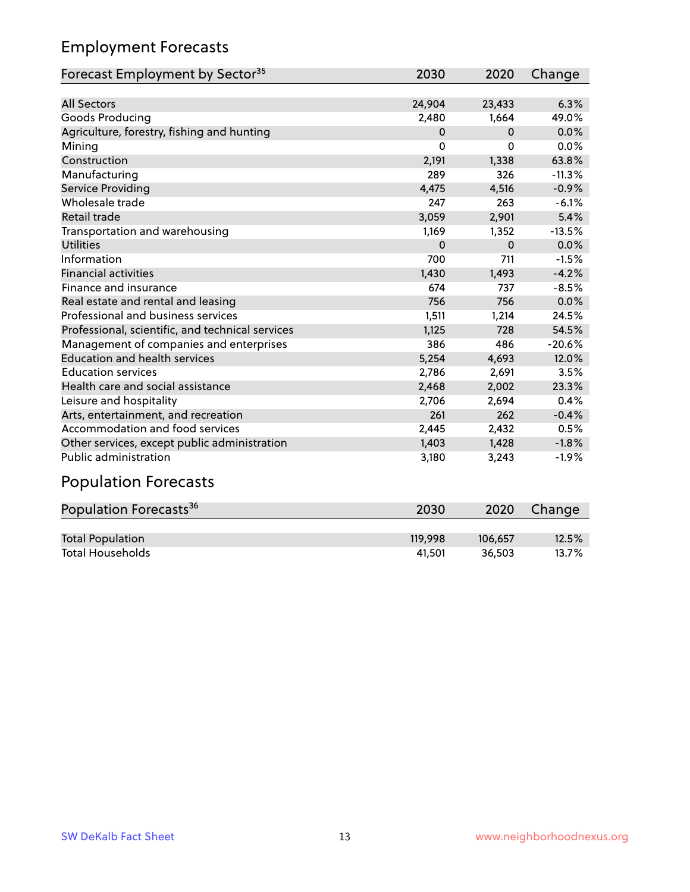## Employment Forecasts

| Forecast Employment by Sector[35] | 2030 | 2020 | Change |
|---|---|---|---|
| All Sectors | 24,904 | 23,433 | 6.3% |
| Goods Producing | 2,480 | 1,664 | 49.0% |
| Agriculture, forestry, fishing and hunting | 0 | 0 | 0.0% |
| Mining | 0 | 0 | 0.0% |
| Construction | 2,191 | 1,338 | 63.8% |
| Manufacturing | 289 | 326 | -11.3% |
| Service Providing | 4,475 | 4,516 | -0.9% |
| Wholesale trade | 247 | 263 | -6.1% |
| Retail trade | 3,059 | 2,901 | 5.4% |
| Transportation and warehousing | 1,169 | 1,352 | -13.5% |
| Utilities | 0 | 0 | 0.0% |
| Information | 700 | 711 | -1.5% |
| Financial activities | 1,430 | 1,493 | -4.2% |
| Finance and insurance | 674 | 737 | -8.5% |
| Real estate and rental and leasing | 756 | 756 | 0.0% |
| Professional and business services | 1,511 | 1,214 | 24.5% |
| Professional, scientific, and technical services | 1,125 | 728 | 54.5% |
| Management of companies and enterprises | 386 | 486 | -20.6% |
| Education and health services | 5,254 | 4,693 | 12.0% |
| Education services | 2,786 | 2,691 | 3.5% |
| Health care and social assistance | 2,468 | 2,002 | 23.3% |
| Leisure and hospitality | 2,706 | 2,694 | 0.4% |
| Arts, entertainment, and recreation | 261 | 262 | -0.4% |
| Accommodation and food services | 2,445 | 2,432 | 0.5% |
| Other services, except public administration | 1,403 | 1,428 | -1.8% |
| Public administration | 3,180 | 3,243 | -1.9% |

## Population Forecasts

| Population Forecasts[36] | 2030 | 2020 | Change |
|---|---|---|---|
| Total Population | 119,998 | 106,657 | 12.5% |
| Total Households | 41,501 | 36,503 | 13.7% |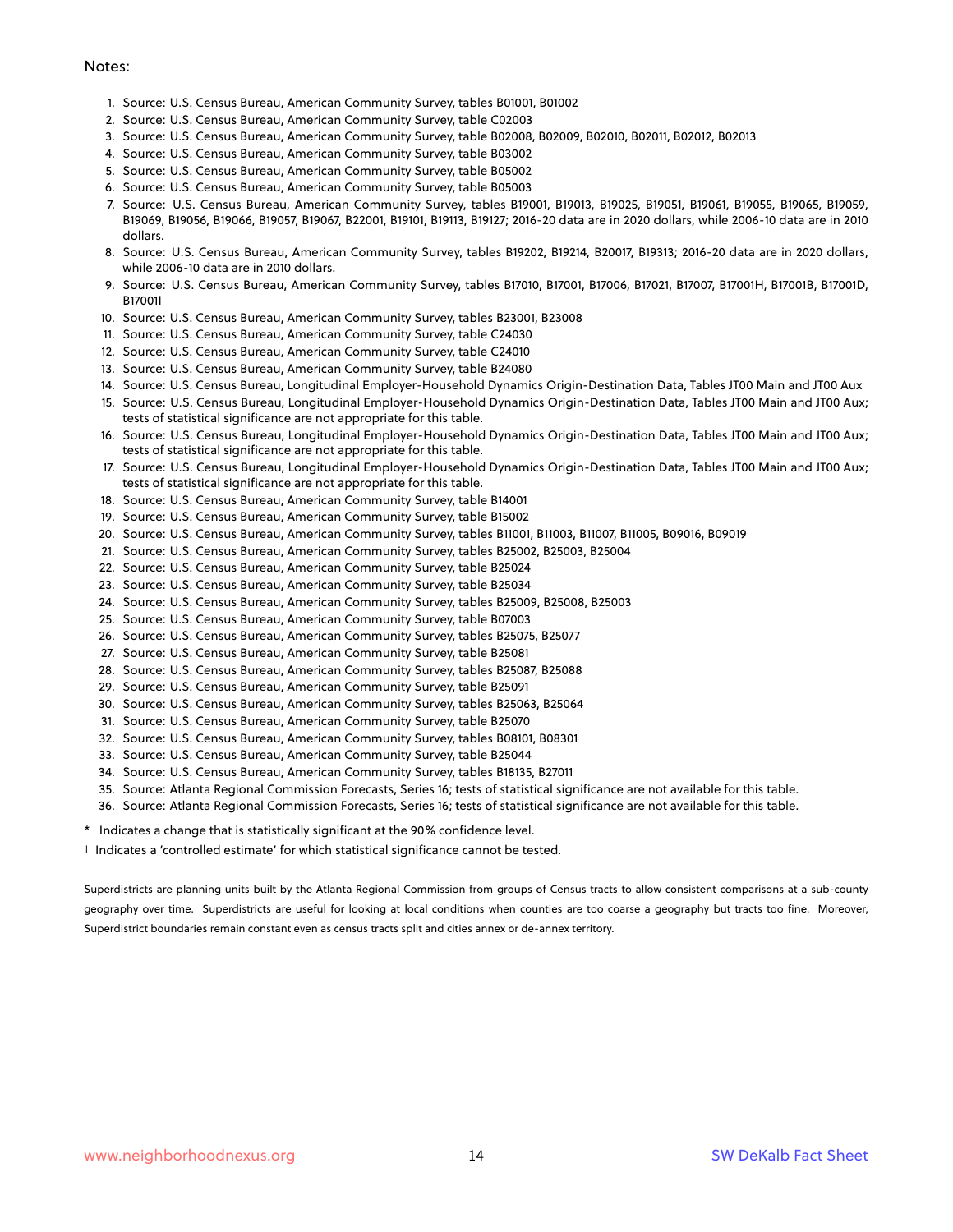Notes:

1. Source: U.S. Census Bureau, American Community Survey, tables B01001, B01002
2. Source: U.S. Census Bureau, American Community Survey, table C02003
3. Source: U.S. Census Bureau, American Community Survey, table B02008, B02009, B02010, B02011, B02012, B02013
4. Source: U.S. Census Bureau, American Community Survey, table B03002
5. Source: U.S. Census Bureau, American Community Survey, table B05002
6. Source: U.S. Census Bureau, American Community Survey, table B05003
7. Source: U.S. Census Bureau, American Community Survey, tables B19001, B19013, B19025, B19051, B19061, B19055, B19065, B19059, B19069, B19056, B19066, B19057, B19067, B22001, B19101, B19113, B19127; 2016-20 data are in 2020 dollars, while 2006-10 data are in 2010 dollars.
8. Source: U.S. Census Bureau, American Community Survey, tables B19202, B19214, B20017, B19313; 2016-20 data are in 2020 dollars, while 2006-10 data are in 2010 dollars.
9. Source: U.S. Census Bureau, American Community Survey, tables B17010, B17001, B17006, B17021, B17007, B17001H, B17001B, B17001D, B17001I
10. Source: U.S. Census Bureau, American Community Survey, tables B23001, B23008
11. Source: U.S. Census Bureau, American Community Survey, table C24030
12. Source: U.S. Census Bureau, American Community Survey, table C24010
13. Source: U.S. Census Bureau, American Community Survey, table B24080
14. Source: U.S. Census Bureau, Longitudinal Employer-Household Dynamics Origin-Destination Data, Tables JT00 Main and JT00 Aux
15. Source: U.S. Census Bureau, Longitudinal Employer-Household Dynamics Origin-Destination Data, Tables JT00 Main and JT00 Aux; tests of statistical significance are not appropriate for this table.
16. Source: U.S. Census Bureau, Longitudinal Employer-Household Dynamics Origin-Destination Data, Tables JT00 Main and JT00 Aux; tests of statistical significance are not appropriate for this table.
17. Source: U.S. Census Bureau, Longitudinal Employer-Household Dynamics Origin-Destination Data, Tables JT00 Main and JT00 Aux; tests of statistical significance are not appropriate for this table.
18. Source: U.S. Census Bureau, American Community Survey, table B14001
19. Source: U.S. Census Bureau, American Community Survey, table B15002
20. Source: U.S. Census Bureau, American Community Survey, tables B11001, B11003, B11007, B11005, B09016, B09019
21. Source: U.S. Census Bureau, American Community Survey, tables B25002, B25003, B25004
22. Source: U.S. Census Bureau, American Community Survey, table B25024
23. Source: U.S. Census Bureau, American Community Survey, table B25034
24. Source: U.S. Census Bureau, American Community Survey, tables B25009, B25008, B25003
25. Source: U.S. Census Bureau, American Community Survey, table B07003
26. Source: U.S. Census Bureau, American Community Survey, tables B25075, B25077
27. Source: U.S. Census Bureau, American Community Survey, table B25081
28. Source: U.S. Census Bureau, American Community Survey, tables B25087, B25088
29. Source: U.S. Census Bureau, American Community Survey, table B25091
30. Source: U.S. Census Bureau, American Community Survey, tables B25063, B25064
31. Source: U.S. Census Bureau, American Community Survey, table B25070
32. Source: U.S. Census Bureau, American Community Survey, tables B08101, B08301
33. Source: U.S. Census Bureau, American Community Survey, table B25044
34. Source: U.S. Census Bureau, American Community Survey, tables B18135, B27011
35. Source: Atlanta Regional Commission Forecasts, Series 16; tests of statistical significance are not available for this table.
36. Source: Atlanta Regional Commission Forecasts, Series 16; tests of statistical significance are not available for this table.

\* Indicates a change that is statistically significant at the 90% confidence level.

† Indicates a 'controlled estimate' for which statistical significance cannot be tested.

Superdistricts are planning units built by the Atlanta Regional Commission from groups of Census tracts to allow consistent comparisons at a sub-county geography over time. Superdistricts are useful for looking at local conditions when counties are too coarse a geography but tracts too fine. Moreover, Superdistrict boundaries remain constant even as census tracts split and cities annex or de-annex territory.